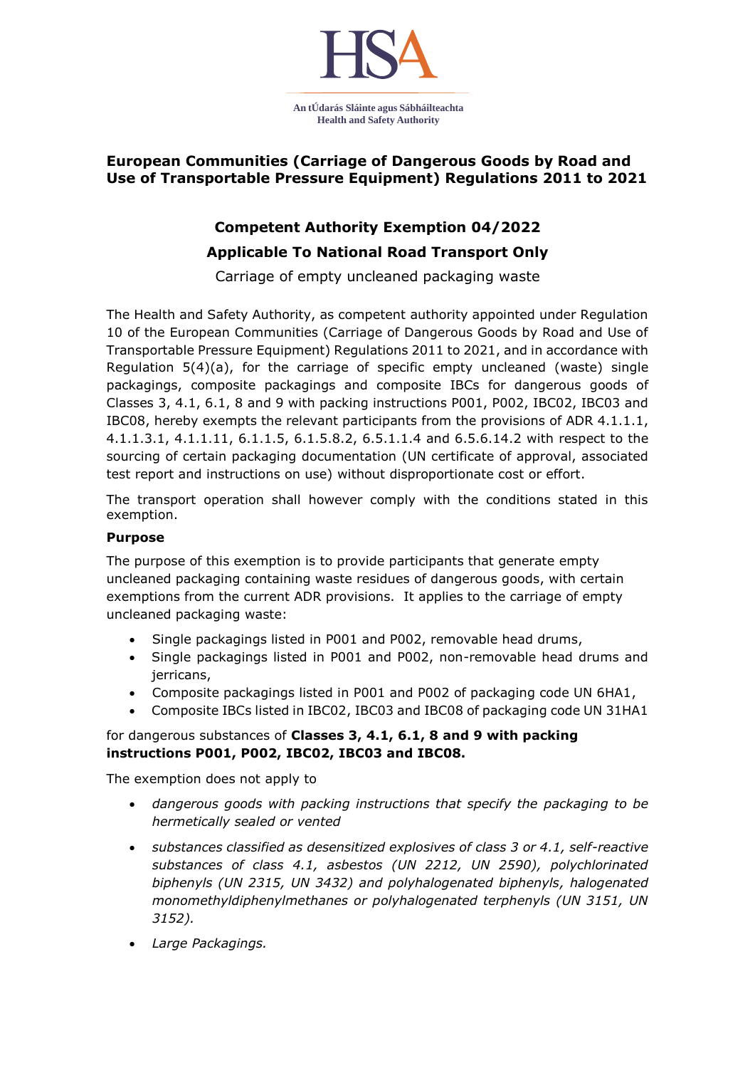HSA

An tÚdarás Sláinte agus Sábháilteachta
Health and Safety Authority

## European Communities (Carriage of Dangerous Goods by Road and Use of Transportable Pressure Equipment) Regulations 2011 to 2021

# Competent Authority Exemption 04/2022

## Applicable To National Road Transport Only

Carriage of empty uncleaned packaging waste

The Health and Safety Authority, as competent authority appointed under Regulation 10 of the European Communities (Carriage of Dangerous Goods by Road and Use of Transportable Pressure Equipment) Regulations 2011 to 2021, and in accordance with Regulation 5(4)(a), for the carriage of specific empty uncleaned (waste) single packagings, composite packagings and composite IBCs for dangerous goods of Classes 3, 4.1, 6.1, 8 and 9 with packing instructions P001, P002, IBC02, IBC03 and IBC08, hereby exempts the relevant participants from the provisions of ADR 4.1.1.1, 4.1.1.3.1, 4.1.1.11, 6.1.1.5, 6.1.5.8.2, 6.5.1.1.4 and 6.5.6.14.2 with respect to the sourcing of certain packaging documentation (UN certificate of approval, associated test report and instructions on use) without disproportionate cost or effort.

The transport operation shall however comply with the conditions stated in this exemption.

**Purpose**

The purpose of this exemption is to provide participants that generate empty uncleaned packaging containing waste residues of dangerous goods, with certain exemptions from the current ADR provisions. It applies to the carriage of empty uncleaned packaging waste:

- Single packagings listed in P001 and P002, removable head drums,
- Single packagings listed in P001 and P002, non-removable head drums and jerricans,
- Composite packagings listed in P001 and P002 of packaging code UN 6HA1,
- Composite IBCs listed in IBC02, IBC03 and IBC08 of packaging code UN 31HA1

for dangerous substances of **Classes 3, 4.1, 6.1, 8 and 9 with packing instructions P001, P002, IBC02, IBC03 and IBC08.**

The exemption does not apply to

- *dangerous goods with packing instructions that specify the packaging to be hermetically sealed or vented*
- *substances classified as desensitized explosives of class 3 or 4.1, self-reactive substances of class 4.1, asbestos (UN 2212, UN 2590), polychlorinated biphenyls (UN 2315, UN 3432) and polyhalogenated biphenyls, halogenated monomethyldiphenylmethanes or polyhalogenated terphenyls (UN 3151, UN 3152).*
- *Large Packagings.*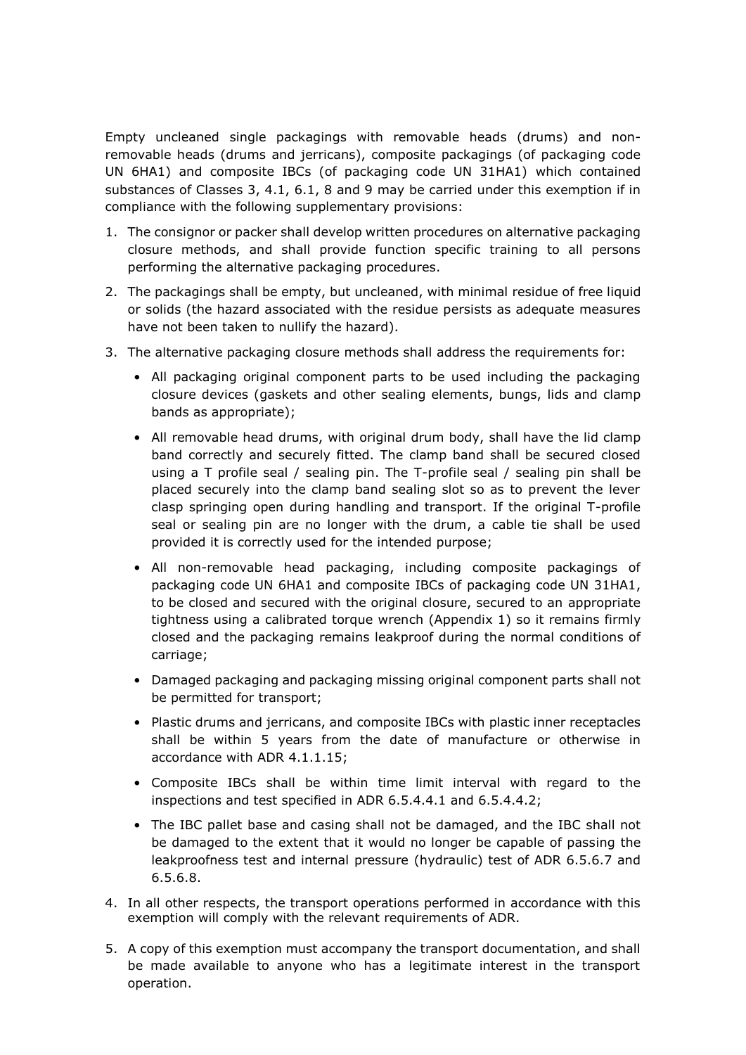Empty uncleaned single packagings with removable heads (drums) and non-removable heads (drums and jerricans), composite packagings (of packaging code UN 6HA1) and composite IBCs (of packaging code UN 31HA1) which contained substances of Classes 3, 4.1, 6.1, 8 and 9 may be carried under this exemption if in compliance with the following supplementary provisions:

1. The consignor or packer shall develop written procedures on alternative packaging closure methods, and shall provide function specific training to all persons performing the alternative packaging procedures.
2. The packagings shall be empty, but uncleaned, with minimal residue of free liquid or solids (the hazard associated with the residue persists as adequate measures have not been taken to nullify the hazard).
3. The alternative packaging closure methods shall address the requirements for:
   - All packaging original component parts to be used including the packaging closure devices (gaskets and other sealing elements, bungs, lids and clamp bands as appropriate);
   - All removable head drums, with original drum body, shall have the lid clamp band correctly and securely fitted. The clamp band shall be secured closed using a T profile seal / sealing pin. The T-profile seal / sealing pin shall be placed securely into the clamp band sealing slot so as to prevent the lever clasp springing open during handling and transport. If the original T-profile seal or sealing pin are no longer with the drum, a cable tie shall be used provided it is correctly used for the intended purpose;
   - All non-removable head packaging, including composite packagings of packaging code UN 6HA1 and composite IBCs of packaging code UN 31HA1, to be closed and secured with the original closure, secured to an appropriate tightness using a calibrated torque wrench (Appendix 1) so it remains firmly closed and the packaging remains leakproof during the normal conditions of carriage;
   - Damaged packaging and packaging missing original component parts shall not be permitted for transport;
   - Plastic drums and jerricans, and composite IBCs with plastic inner receptacles shall be within 5 years from the date of manufacture or otherwise in accordance with ADR 4.1.1.15;
   - Composite IBCs shall be within time limit interval with regard to the inspections and test specified in ADR 6.5.4.4.1 and 6.5.4.4.2;
   - The IBC pallet base and casing shall not be damaged, and the IBC shall not be damaged to the extent that it would no longer be capable of passing the leakproofness test and internal pressure (hydraulic) test of ADR 6.5.6.7 and 6.5.6.8.
4. In all other respects, the transport operations performed in accordance with this exemption will comply with the relevant requirements of ADR.
5. A copy of this exemption must accompany the transport documentation, and shall be made available to anyone who has a legitimate interest in the transport operation.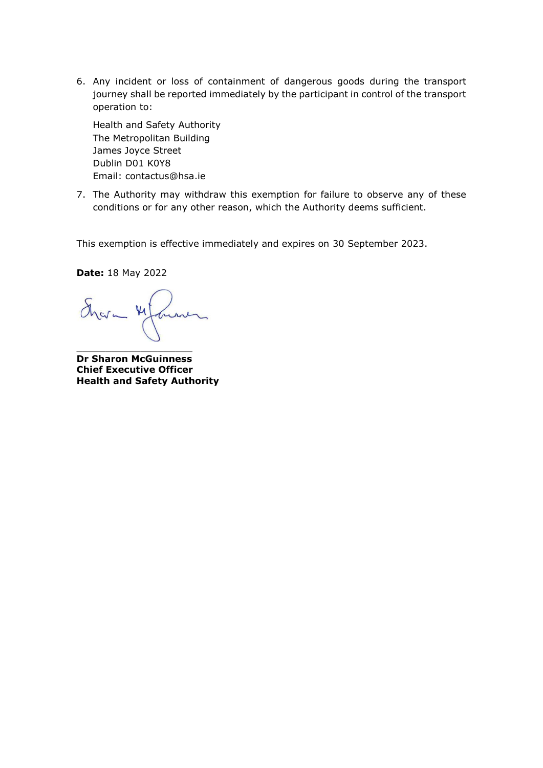6. Any incident or loss of containment of dangerous goods during the transport journey shall be reported immediately by the participant in control of the transport operation to:

   Health and Safety Authority
   The Metropolitan Building
   James Joyce Street
   Dublin D01 K0Y8
   Email: contactus@hsa.ie

7. The Authority may withdraw this exemption for failure to observe any of these conditions or for any other reason, which the Authority deems sufficient.

This exemption is effective immediately and expires on 30 September 2023.

**Date:** 18 May 2022

____________________

**Dr Sharon McGuinness**
**Chief Executive Officer**
**Health and Safety Authority**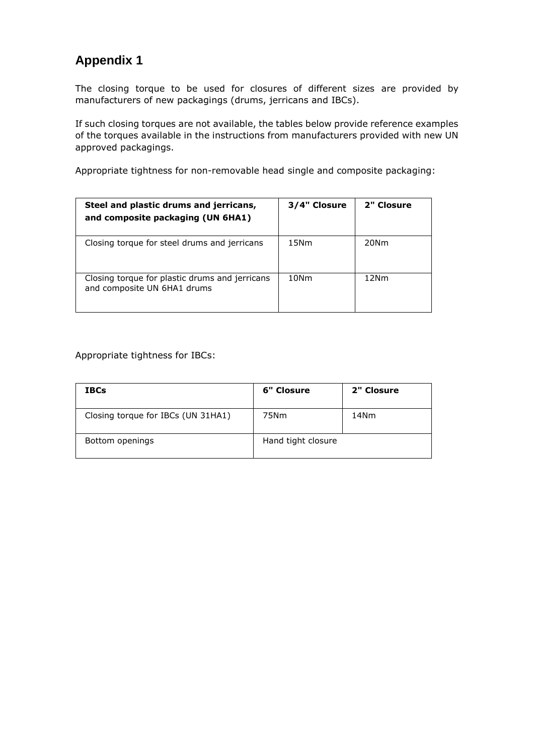# Appendix 1

The closing torque to be used for closures of different sizes are provided by manufacturers of new packagings (drums, jerricans and IBCs).

If such closing torques are not available, the tables below provide reference examples of the torques available in the instructions from manufacturers provided with new UN approved packagings.

Appropriate tightness for non-removable head single and composite packaging:

| **Steel and plastic drums and jerricans, and composite packaging (UN 6HA1)** | **3/4" Closure** | **2" Closure** |
|---|---|---|
| Closing torque for steel drums and jerricans | 15Nm | 20Nm |
| Closing torque for plastic drums and jerricans and composite UN 6HA1 drums | 10Nm | 12Nm |

Appropriate tightness for IBCs:

| **IBCs** | **6" Closure** | **2" Closure** |
|---|---|---|
| Closing torque for IBCs (UN 31HA1) | 75Nm | 14Nm |
| Bottom openings | Hand tight closure | |